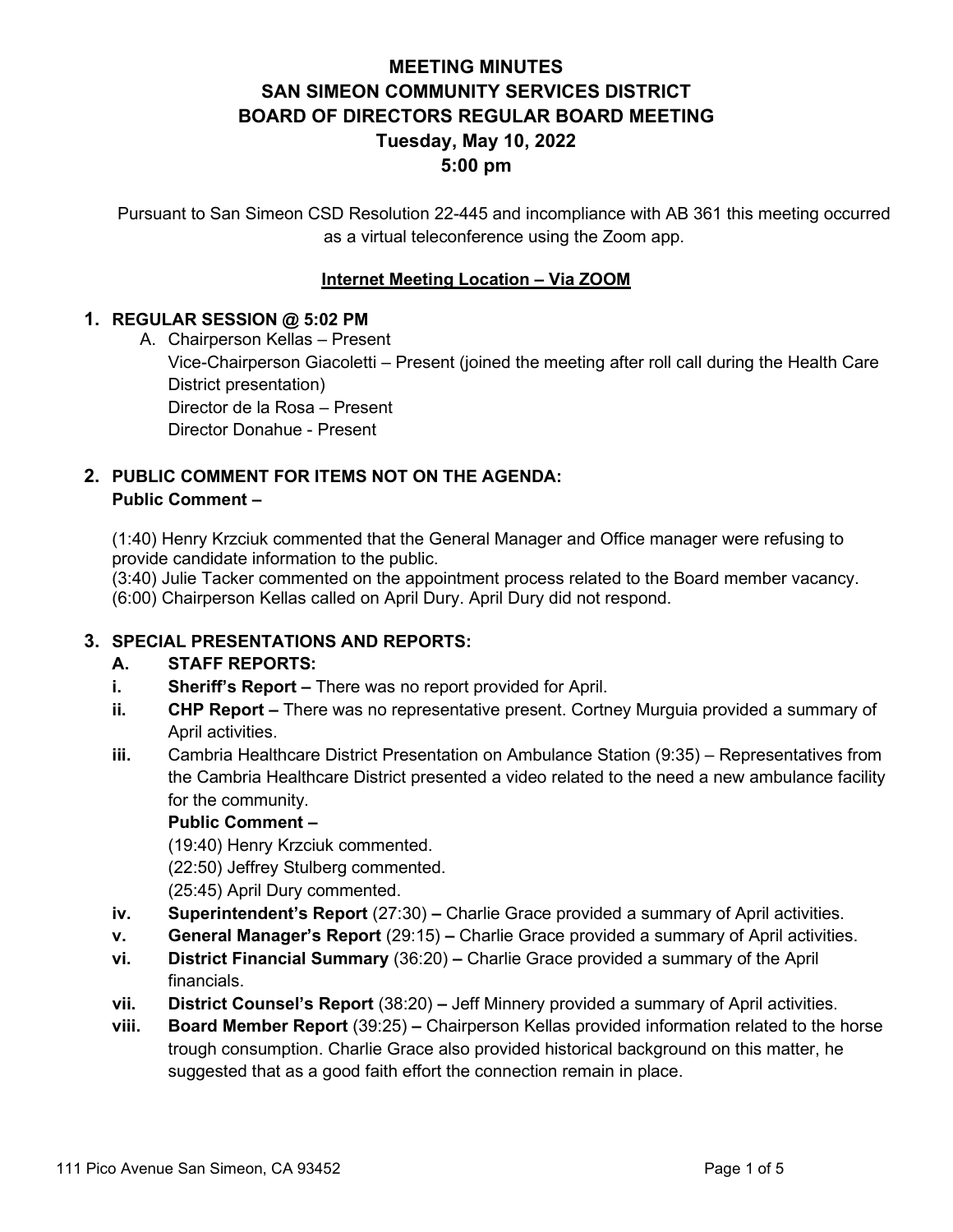# MEETING MINUTES
# SAN SIMEON COMMUNITY SERVICES DISTRICT
# BOARD OF DIRECTORS REGULAR BOARD MEETING
# Tuesday, May 10, 2022
# 5:00 pm

Pursuant to San Simeon CSD Resolution 22-445 and incompliance with AB 361 this meeting occurred as a virtual teleconference using the Zoom app.

**Internet Meeting Location – Via ZOOM**

## 1. REGULAR SESSION @ 5:02 PM

A. Chairperson Kellas – Present
   Vice-Chairperson Giacoletti – Present (joined the meeting after roll call during the Health Care District presentation)
   Director de la Rosa – Present
   Director Donahue - Present

## 2. PUBLIC COMMENT FOR ITEMS NOT ON THE AGENDA:

**Public Comment –**

(1:40) Henry Krzciuk commented that the General Manager and Office manager were refusing to provide candidate information to the public.
(3:40) Julie Tacker commented on the appointment process related to the Board member vacancy.
(6:00) Chairperson Kellas called on April Dury. April Dury did not respond.

## 3. SPECIAL PRESENTATIONS AND REPORTS:

**A. STAFF REPORTS:**

**i. Sheriff's Report –** There was no report provided for April.

**ii. CHP Report –** There was no representative present. Cortney Murguia provided a summary of April activities.

**iii.** Cambria Healthcare District Presentation on Ambulance Station (9:35) – Representatives from the Cambria Healthcare District presented a video related to the need a new ambulance facility for the community.

**Public Comment –**

(19:40) Henry Krzciuk commented.
(22:50) Jeffrey Stulberg commented.
(25:45) April Dury commented.

**iv. Superintendent's Report** (27:30) **–** Charlie Grace provided a summary of April activities.

**v. General Manager's Report** (29:15) **–** Charlie Grace provided a summary of April activities.

**vi. District Financial Summary** (36:20) **–** Charlie Grace provided a summary of the April financials.

**vii. District Counsel's Report** (38:20) **–** Jeff Minnery provided a summary of April activities.

**viii. Board Member Report** (39:25) **–** Chairperson Kellas provided information related to the horse trough consumption. Charlie Grace also provided historical background on this matter, he suggested that as a good faith effort the connection remain in place.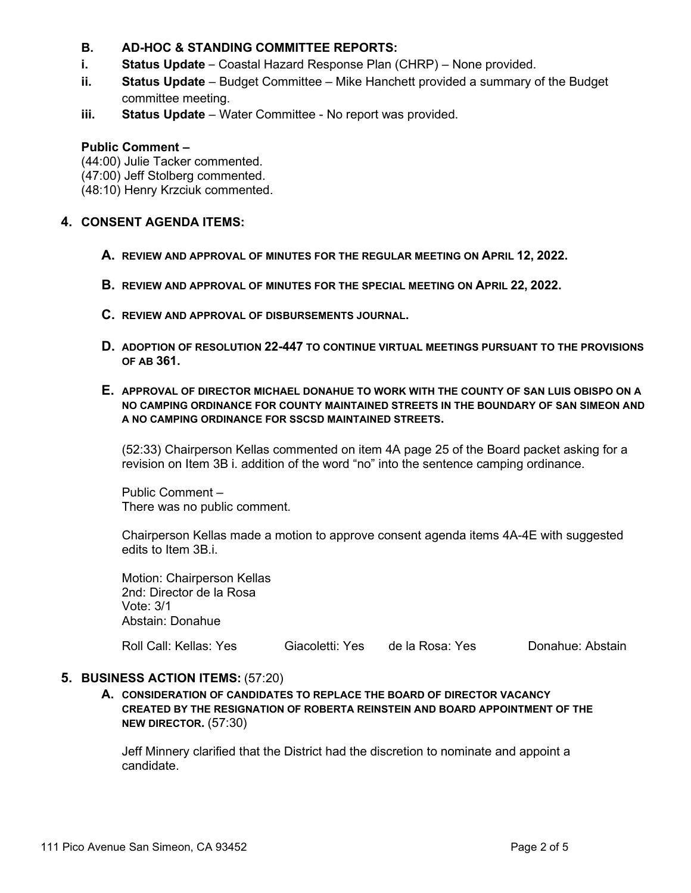### B. AD-HOC & STANDING COMMITTEE REPORTS:

**i. Status Update** – Coastal Hazard Response Plan (CHRP) – None provided.

**ii. Status Update** – Budget Committee – Mike Hanchett provided a summary of the Budget committee meeting.

**iii. Status Update** – Water Committee - No report was provided.

**Public Comment –**

(44:00) Julie Tacker commented.
(47:00) Jeff Stolberg commented.
(48:10) Henry Krzciuk commented.

## 4. CONSENT AGENDA ITEMS:

**A. REVIEW AND APPROVAL OF MINUTES FOR THE REGULAR MEETING ON APRIL 12, 2022.**

**B. REVIEW AND APPROVAL OF MINUTES FOR THE SPECIAL MEETING ON APRIL 22, 2022.**

**C. REVIEW AND APPROVAL OF DISBURSEMENTS JOURNAL.**

**D. ADOPTION OF RESOLUTION 22-447 TO CONTINUE VIRTUAL MEETINGS PURSUANT TO THE PROVISIONS OF AB 361.**

**E. APPROVAL OF DIRECTOR MICHAEL DONAHUE TO WORK WITH THE COUNTY OF SAN LUIS OBISPO ON A NO CAMPING ORDINANCE FOR COUNTY MAINTAINED STREETS IN THE BOUNDARY OF SAN SIMEON AND A NO CAMPING ORDINANCE FOR SSCSD MAINTAINED STREETS.**

(52:33) Chairperson Kellas commented on item 4A page 25 of the Board packet asking for a revision on Item 3B i. addition of the word "no" into the sentence camping ordinance.

Public Comment –
There was no public comment.

Chairperson Kellas made a motion to approve consent agenda items 4A-4E with suggested edits to Item 3B.i.

Motion: Chairperson Kellas
2nd: Director de la Rosa
Vote: 3/1
Abstain: Donahue

Roll Call: Kellas: Yes    Giacoletti: Yes    de la Rosa: Yes    Donahue: Abstain

## 5. BUSINESS ACTION ITEMS: (57:20)

**A. CONSIDERATION OF CANDIDATES TO REPLACE THE BOARD OF DIRECTOR VACANCY CREATED BY THE RESIGNATION OF ROBERTA REINSTEIN AND BOARD APPOINTMENT OF THE NEW DIRECTOR.** (57:30)

Jeff Minnery clarified that the District had the discretion to nominate and appoint a candidate.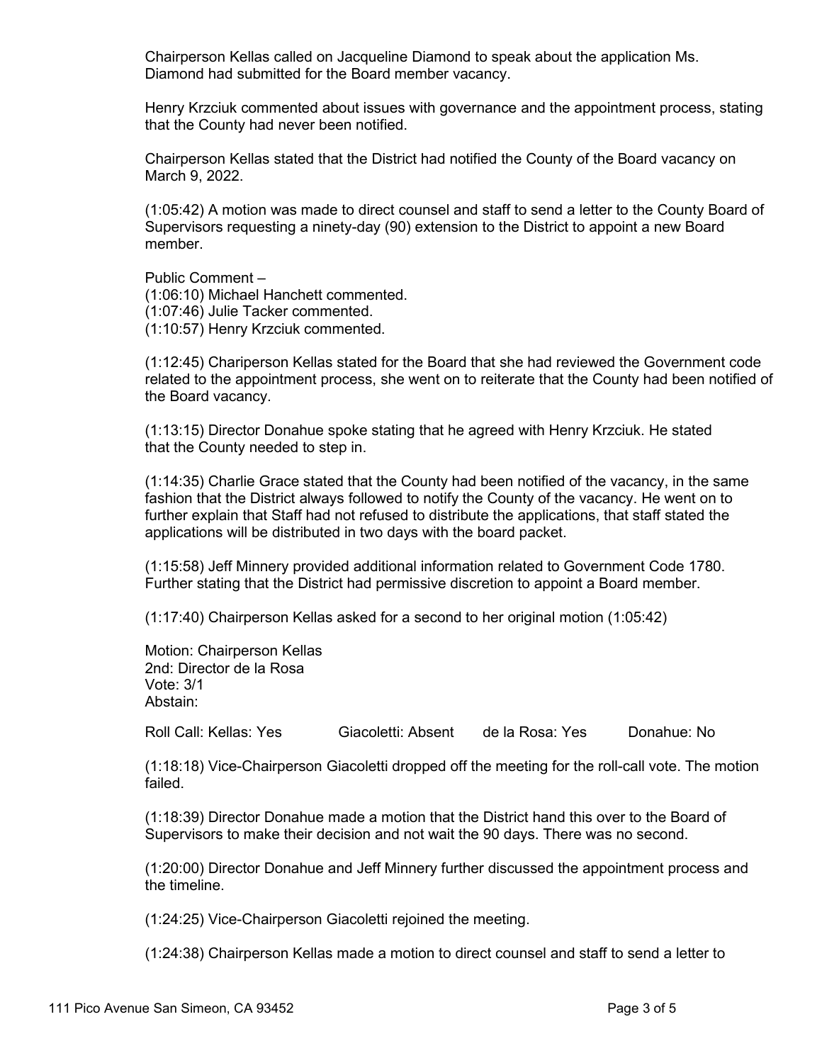Chairperson Kellas called on Jacqueline Diamond to speak about the application Ms. Diamond had submitted for the Board member vacancy.

Henry Krzciuk commented about issues with governance and the appointment process, stating that the County had never been notified.

Chairperson Kellas stated that the District had notified the County of the Board vacancy on March 9, 2022.

(1:05:42) A motion was made to direct counsel and staff to send a letter to the County Board of Supervisors requesting a ninety-day (90) extension to the District to appoint a new Board member.

Public Comment –
(1:06:10) Michael Hanchett commented.
(1:07:46) Julie Tacker commented.
(1:10:57) Henry Krzciuk commented.

(1:12:45) Chariperson Kellas stated for the Board that she had reviewed the Government code related to the appointment process, she went on to reiterate that the County had been notified of the Board vacancy.

(1:13:15) Director Donahue spoke stating that he agreed with Henry Krzciuk. He stated that the County needed to step in.

(1:14:35) Charlie Grace stated that the County had been notified of the vacancy, in the same fashion that the District always followed to notify the County of the vacancy. He went on to further explain that Staff had not refused to distribute the applications, that staff stated the applications will be distributed in two days with the board packet.

(1:15:58) Jeff Minnery provided additional information related to Government Code 1780. Further stating that the District had permissive discretion to appoint a Board member.

(1:17:40) Chairperson Kellas asked for a second to her original motion (1:05:42)

Motion: Chairperson Kellas
2nd: Director de la Rosa
Vote: 3/1
Abstain:

Roll Call: Kellas: Yes    Giacoletti: Absent    de la Rosa: Yes    Donahue: No

(1:18:18) Vice-Chairperson Giacoletti dropped off the meeting for the roll-call vote. The motion failed.

(1:18:39) Director Donahue made a motion that the District hand this over to the Board of Supervisors to make their decision and not wait the 90 days. There was no second.

(1:20:00) Director Donahue and Jeff Minnery further discussed the appointment process and the timeline.

(1:24:25) Vice-Chairperson Giacoletti rejoined the meeting.

(1:24:38) Chairperson Kellas made a motion to direct counsel and staff to send a letter to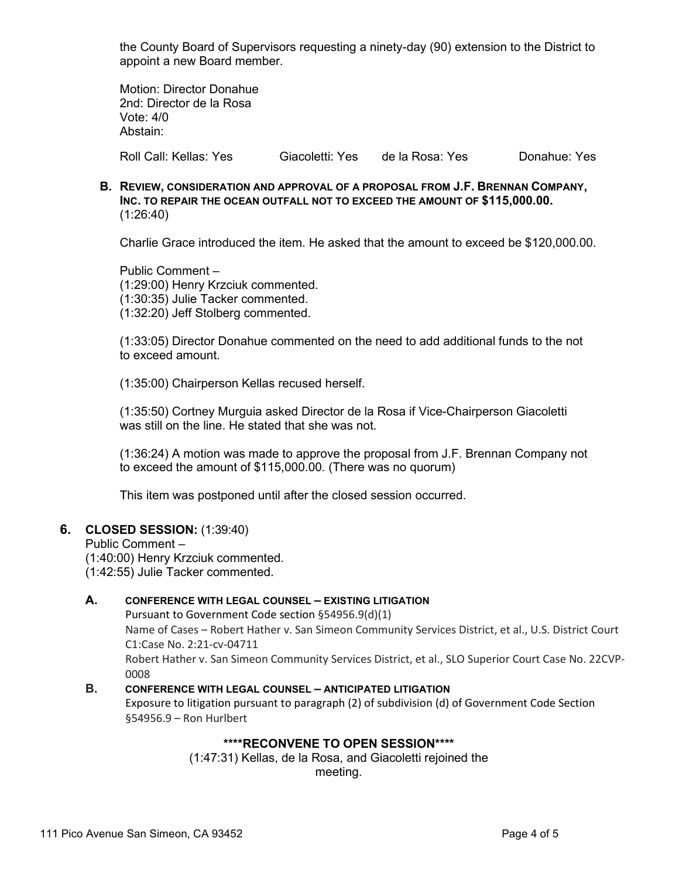the County Board of Supervisors requesting a ninety-day (90) extension to the District to appoint a new Board member.

Motion: Director Donahue
2nd: Director de la Rosa
Vote: 4/0
Abstain:

Roll Call: Kellas: Yes Giacoletti: Yes de la Rosa: Yes Donahue: Yes

**B. REVIEW, CONSIDERATION AND APPROVAL OF A PROPOSAL FROM J.F. BRENNAN COMPANY, INC. TO REPAIR THE OCEAN OUTFALL NOT TO EXCEED THE AMOUNT OF $115,000.00.** (1:26:40)

Charlie Grace introduced the item. He asked that the amount to exceed be $120,000.00.

Public Comment –
(1:29:00) Henry Krzciuk commented.
(1:30:35) Julie Tacker commented.
(1:32:20) Jeff Stolberg commented.

(1:33:05) Director Donahue commented on the need to add additional funds to the not to exceed amount.

(1:35:00) Chairperson Kellas recused herself.

(1:35:50) Cortney Murguia asked Director de la Rosa if Vice-Chairperson Giacoletti was still on the line. He stated that she was not.

(1:36:24) A motion was made to approve the proposal from J.F. Brennan Company not to exceed the amount of $115,000.00. (There was no quorum)

This item was postponed until after the closed session occurred.

## 6. CLOSED SESSION: (1:39:40)

Public Comment –
(1:40:00) Henry Krzciuk commented.
(1:42:55) Julie Tacker commented.

**A. CONFERENCE WITH LEGAL COUNSEL – EXISTING LITIGATION**
Pursuant to Government Code section §54956.9(d)(1)
Name of Cases – Robert Hather v. San Simeon Community Services District, et al., U.S. District Court C1:Case No. 2:21-cv-04711
Robert Hather v. San Simeon Community Services District, et al., SLO Superior Court Case No. 22CVP-0008

**B. CONFERENCE WITH LEGAL COUNSEL – ANTICIPATED LITIGATION**
Exposure to litigation pursuant to paragraph (2) of subdivision (d) of Government Code Section §54956.9 – Ron Hurlbert

**\*\*\*\*RECONVENE TO OPEN SESSION\*\*\*\***

(1:47:31) Kellas, de la Rosa, and Giacoletti rejoined the meeting.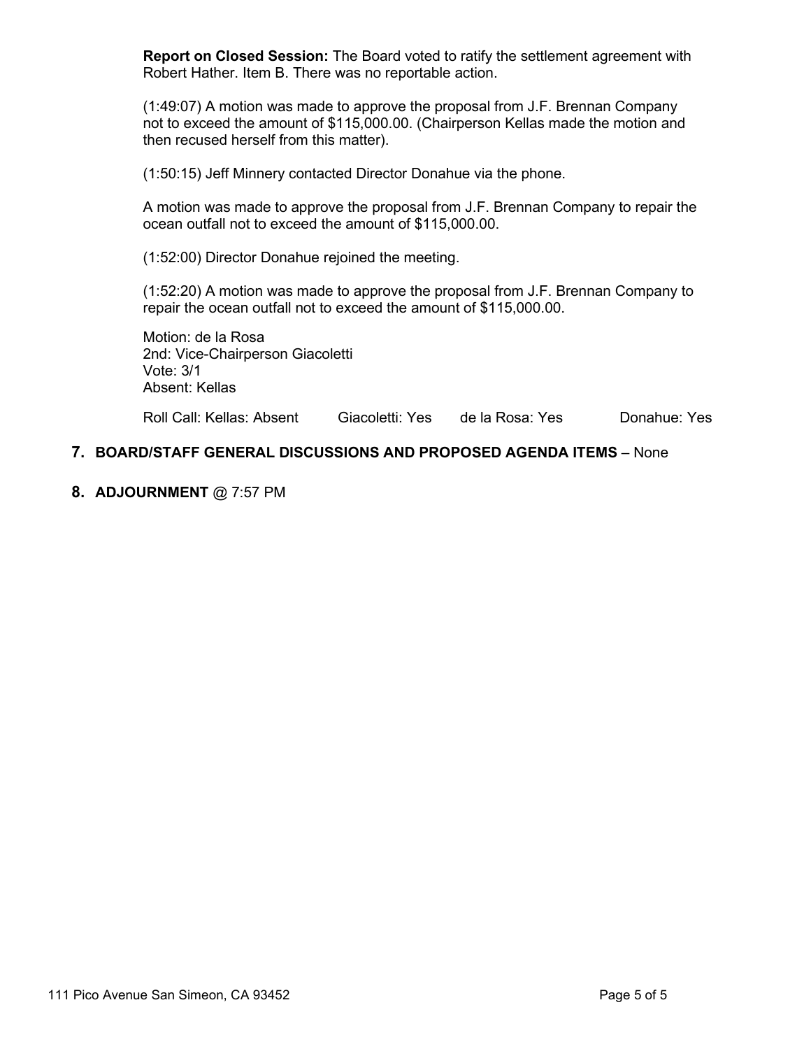**Report on Closed Session:** The Board voted to ratify the settlement agreement with Robert Hather. Item B. There was no reportable action.

(1:49:07) A motion was made to approve the proposal from J.F. Brennan Company not to exceed the amount of $115,000.00. (Chairperson Kellas made the motion and then recused herself from this matter).

(1:50:15) Jeff Minnery contacted Director Donahue via the phone.

A motion was made to approve the proposal from J.F. Brennan Company to repair the ocean outfall not to exceed the amount of $115,000.00.

(1:52:00) Director Donahue rejoined the meeting.

(1:52:20) A motion was made to approve the proposal from J.F. Brennan Company to repair the ocean outfall not to exceed the amount of $115,000.00.

Motion: de la Rosa
2nd: Vice-Chairperson Giacoletti
Vote: 3/1
Absent: Kellas

Roll Call: Kellas: Absent Giacoletti: Yes de la Rosa: Yes Donahue: Yes

## 7. BOARD/STAFF GENERAL DISCUSSIONS AND PROPOSED AGENDA ITEMS – None

## 8. ADJOURNMENT @ 7:57 PM